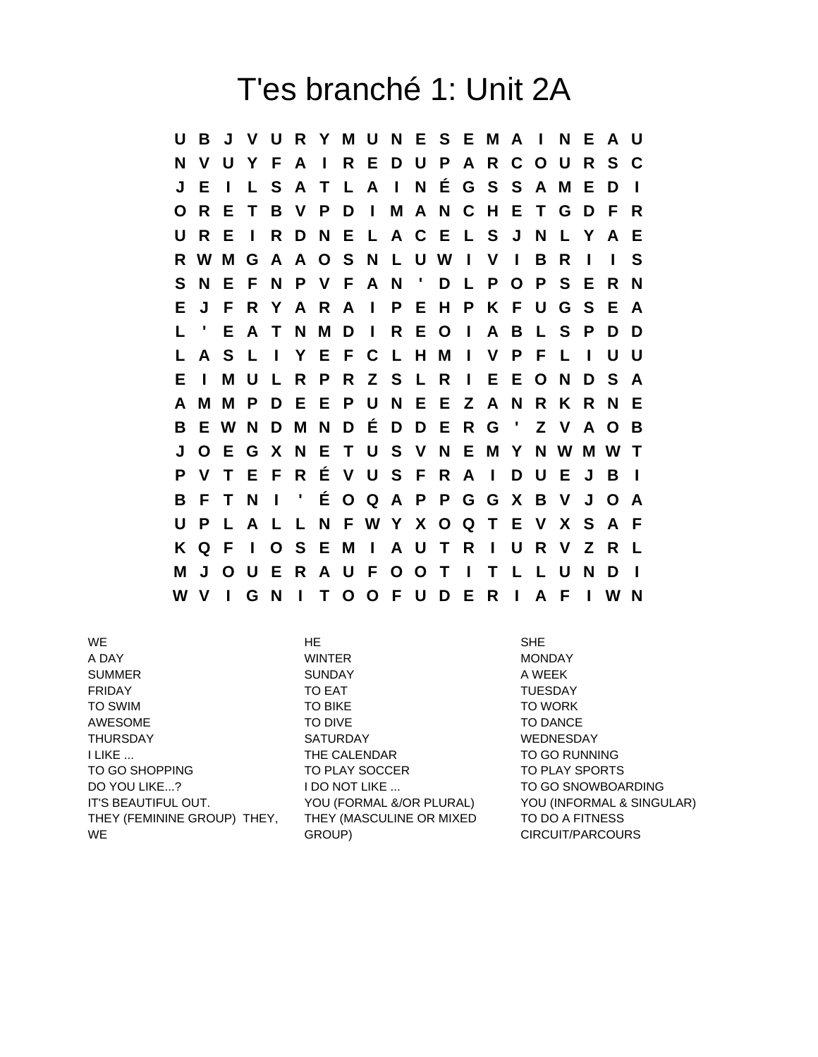# T'es branché 1: Unit 2A

```
U B J V U R Y M U N E S E M A I N E A U
N V U Y F A I R E D U P A R C O U R S C
J E I L S A T L A I N É G S S A M E D I
O R E T B V P D I M A N C H E T G D F R
U R E I R D N E L A C E L S J N L Y A E
R W M G A A O S N L U W I V I B R I I S
S N E F N P V F A N ' D L P O P S E R N
E J F R Y A R A I P E H P K F U G S E A
L ' E A T N M D I R E O I A B L S P D D
L A S L I Y E F C L H M I V P F L I U U
E I M U L R P R Z S L R I E E O N D S A
A M M P D E E P U N E E Z A N R K R N E
B E W N D M N D É D D E R G ' Z V A O B
J O E G X N E T U S V N E M Y N W M W T
P V T E F R É V U S F R A I D U E J B I
B F T N I ' É O Q A P P G G X B V J O A
U P L A L L N F W Y X O Q T E V X S A F
K Q F I O S E M I A U T R I U R V Z R L
M J O U E R A U F O O T I T L L U N D I
W V I G N I T O O F U D E R I A F I W N
```

| | | |
|---|---|---|
| WE | HE | SHE |
| A DAY | WINTER | MONDAY |
| SUMMER | SUNDAY | A WEEK |
| FRIDAY | TO EAT | TUESDAY |
| TO SWIM | TO BIKE | TO WORK |
| AWESOME | TO DIVE | TO DANCE |
| THURSDAY | SATURDAY | WEDNESDAY |
| I LIKE ... | THE CALENDAR | TO GO RUNNING |
| TO GO SHOPPING | TO PLAY SOCCER | TO PLAY SPORTS |
| DO YOU LIKE...? | I DO NOT LIKE ... | TO GO SNOWBOARDING |
| IT'S BEAUTIFUL OUT. | YOU (FORMAL &/OR PLURAL) | YOU (INFORMAL & SINGULAR) |
| THEY (FEMININE GROUP) THEY, WE | THEY (MASCULINE OR MIXED GROUP) | TO DO A FITNESS CIRCUIT/PARCOURS |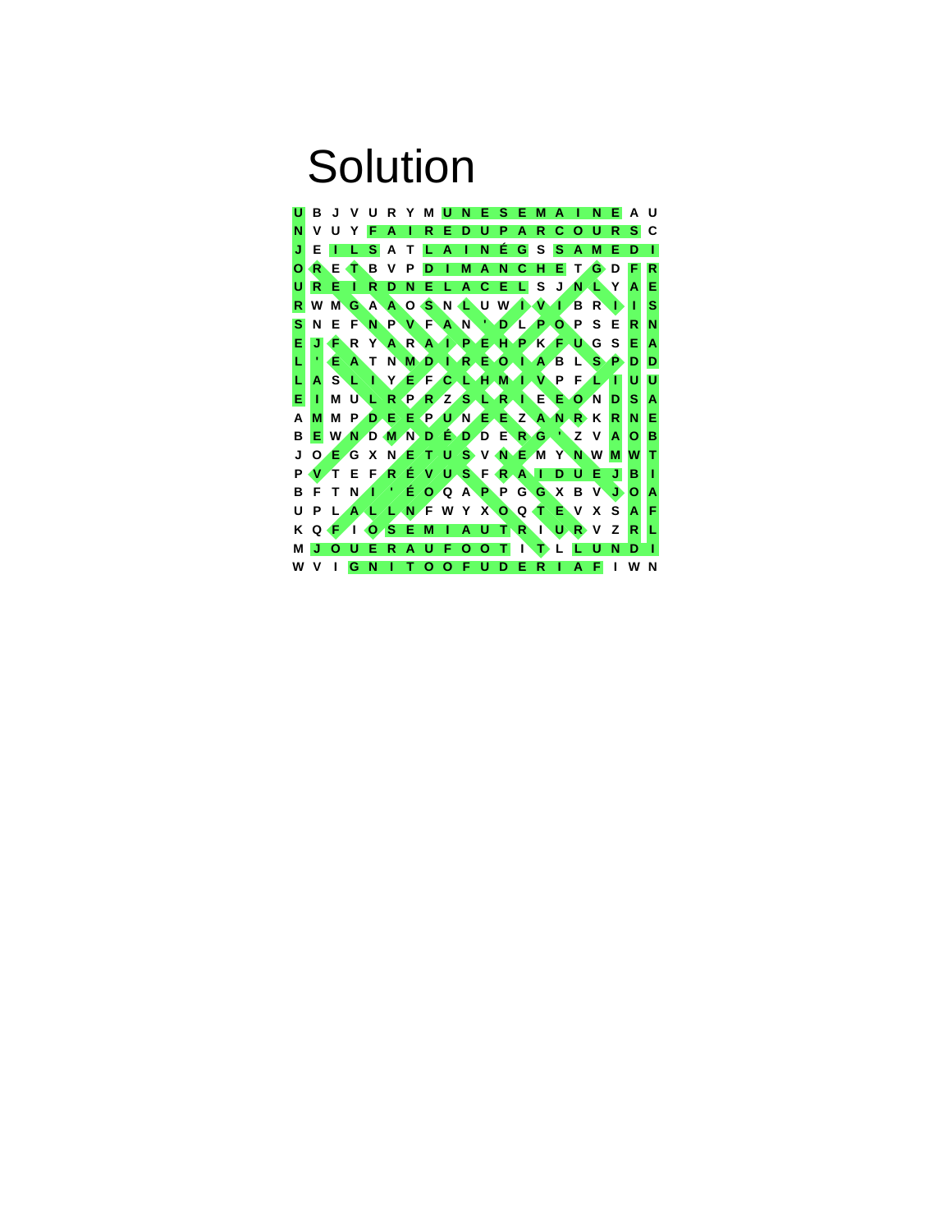# Solution

```
U B J V U R Y M U N E S E M A I N E A U
N V U Y F A I R E D U P A R C O U R S C
J E I L S A T L A I N É G S S A M E D I
O R E T B V P D I M A N C H E T G D F R
U R E I R D N E L A C E L S J N L Y A E
R W M G A A O S N L U W I V I B R I I S
S N E F N P V F A N ' D L P O P S E R N
E J F R Y A R A I P E H P K F U G S E A
L ' E A T N M D I R E O I A B L S P D D
L A S L I Y E F C L H M I V P F L I U U
E I M U L R P R Z S L R I E E O N D S A
A M M P D E E P U N E E Z A N R K R N E
B E W N D M N D É D D E R G ' Z V A O B
J O E G X N E T U S V N E M Y N W M W T
P V T E F R É V U S F R A I D U E J B I
B F T N I ' É O Q A P P G G X B V J O A
U P L A L L N F W Y X O Q T E V X S A F
K Q F I O S E M I A U T R I U R V Z R L
M J O U E R A U F O O T I T L L U N D I
W V I G N I T O O F U D E R I A F I W N
```